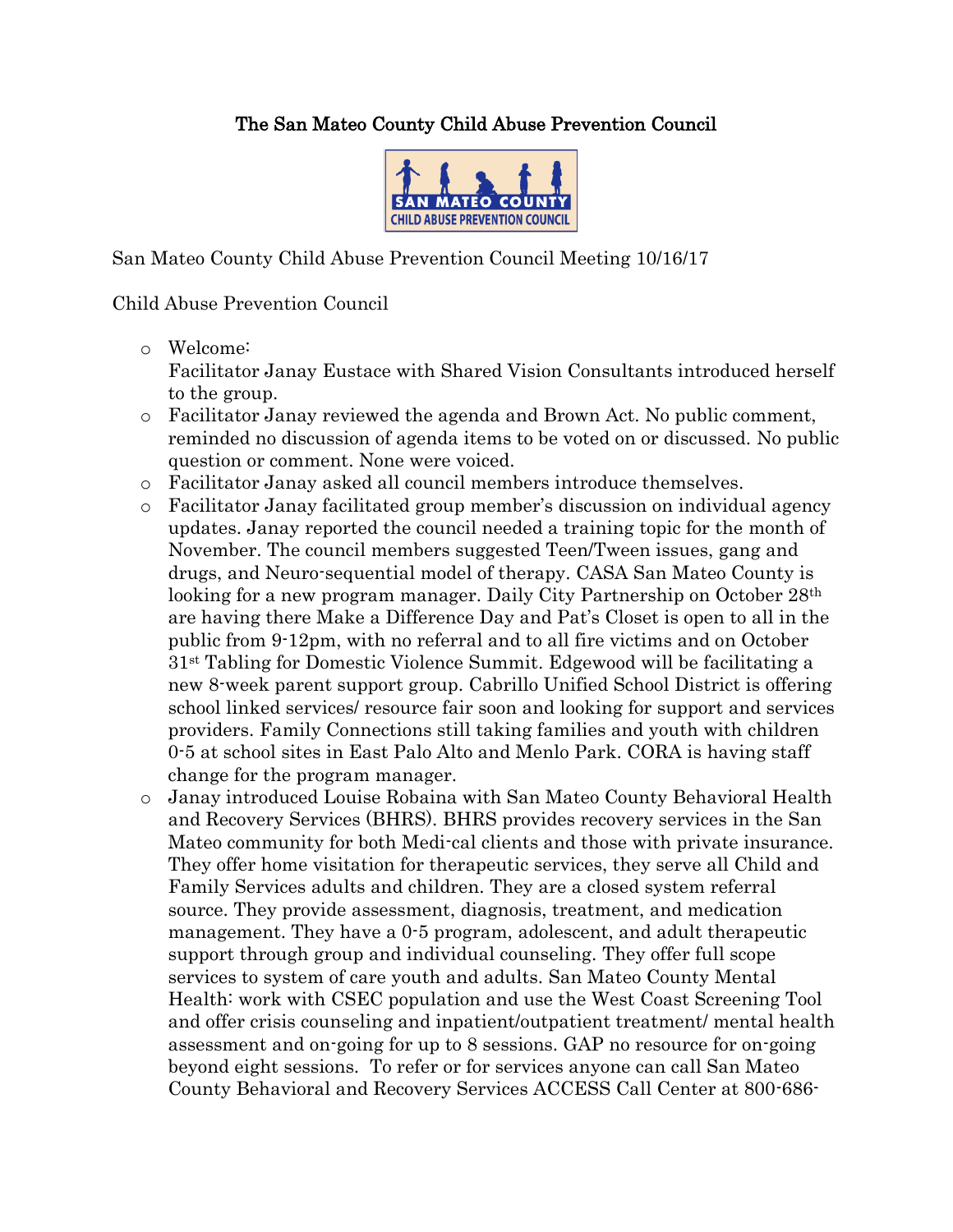# The San Mateo County Child Abuse Prevention Council

San Mateo County Child Abuse Prevention Council Meeting 10/16/17

Child Abuse Prevention Council

- Welcome:
  Facilitator Janay Eustace with Shared Vision Consultants introduced herself to the group.
- Facilitator Janay reviewed the agenda and Brown Act. No public comment, reminded no discussion of agenda items to be voted on or discussed. No public question or comment. None were voiced.
- Facilitator Janay asked all council members introduce themselves.
- Facilitator Janay facilitated group member's discussion on individual agency updates. Janay reported the council needed a training topic for the month of November. The council members suggested Teen/Tween issues, gang and drugs, and Neuro-sequential model of therapy. CASA San Mateo County is looking for a new program manager. Daily City Partnership on October 28th are having there Make a Difference Day and Pat's Closet is open to all in the public from 9-12pm, with no referral and to all fire victims and on October 31st Tabling for Domestic Violence Summit. Edgewood will be facilitating a new 8-week parent support group. Cabrillo Unified School District is offering school linked services/ resource fair soon and looking for support and services providers. Family Connections still taking families and youth with children 0-5 at school sites in East Palo Alto and Menlo Park. CORA is having staff change for the program manager.
- Janay introduced Louise Robaina with San Mateo County Behavioral Health and Recovery Services (BHRS). BHRS provides recovery services in the San Mateo community for both Medi-cal clients and those with private insurance. They offer home visitation for therapeutic services, they serve all Child and Family Services adults and children. They are a closed system referral source. They provide assessment, diagnosis, treatment, and medication management. They have a 0-5 program, adolescent, and adult therapeutic support through group and individual counseling. They offer full scope services to system of care youth and adults. San Mateo County Mental Health: work with CSEC population and use the West Coast Screening Tool and offer crisis counseling and inpatient/outpatient treatment/ mental health assessment and on-going for up to 8 sessions. GAP no resource for on-going beyond eight sessions. To refer or for services anyone can call San Mateo County Behavioral and Recovery Services ACCESS Call Center at 800-686-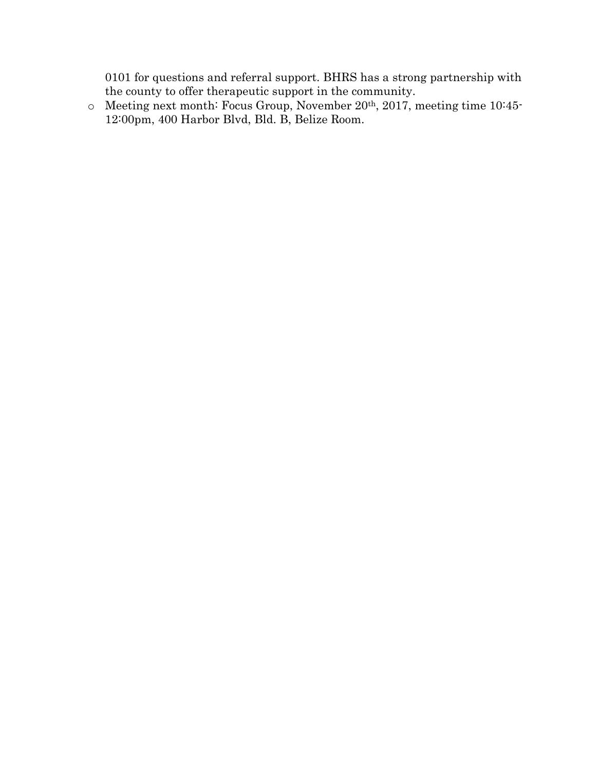0101 for questions and referral support. BHRS has a strong partnership with the county to offer therapeutic support in the community.

- Meeting next month: Focus Group, November 20th, 2017, meeting time 10:45-12:00pm, 400 Harbor Blvd, Bld. B, Belize Room.